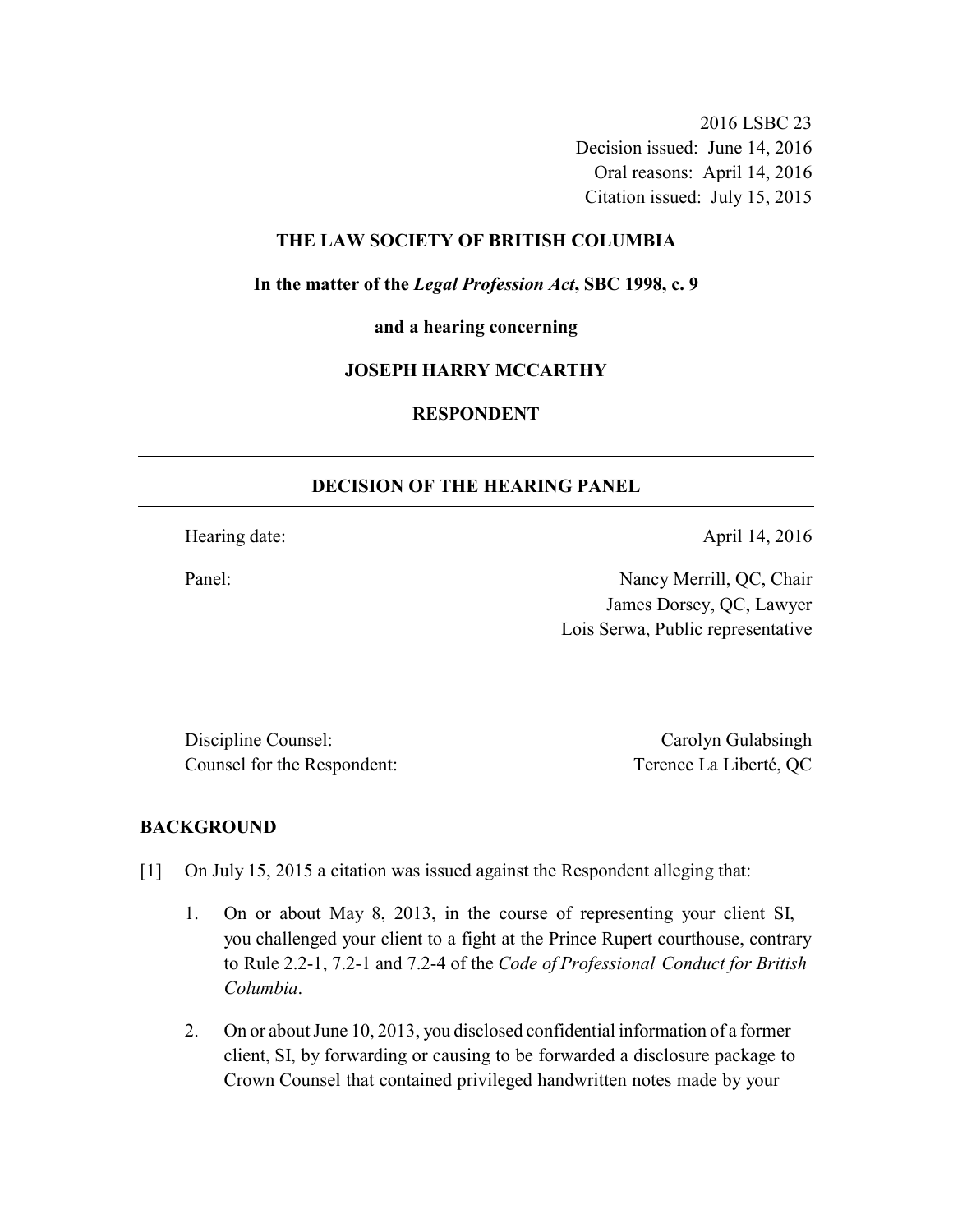2016 LSBC 23
Decision issued: June 14, 2016
Oral reasons: April 14, 2016
Citation issued: July 15, 2015

**THE LAW SOCIETY OF BRITISH COLUMBIA**

**In the matter of the *Legal Profession Act*, SBC 1998, c. 9**

**and a hearing concerning**

**JOSEPH HARRY MCCARTHY**

**RESPONDENT**

---

## DECISION OF THE HEARING PANEL

---

Hearing date: April 14, 2016

Panel: Nancy Merrill, QC, Chair
James Dorsey, QC, Lawyer
Lois Serwa, Public representative

Discipline Counsel: Carolyn Gulabsingh
Counsel for the Respondent: Terence La Liberté, QC

## BACKGROUND

[1] On July 15, 2015 a citation was issued against the Respondent alleging that:

1. On or about May 8, 2013, in the course of representing your client SI, you challenged your client to a fight at the Prince Rupert courthouse, contrary to Rule 2.2-1, 7.2-1 and 7.2-4 of the *Code of Professional Conduct for British Columbia*.

2. On or about June 10, 2013, you disclosed confidential information of a former client, SI, by forwarding or causing to be forwarded a disclosure package to Crown Counsel that contained privileged handwritten notes made by your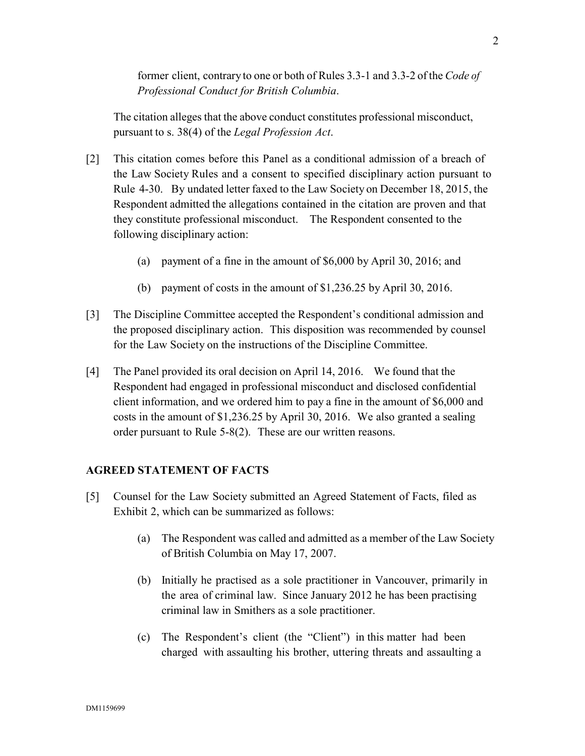former client, contrary to one or both of Rules 3.3-1 and 3.3-2 of the *Code of Professional Conduct for British Columbia*.

The citation alleges that the above conduct constitutes professional misconduct, pursuant to s. 38(4) of the *Legal Profession Act*.

[2] This citation comes before this Panel as a conditional admission of a breach of the Law Society Rules and a consent to specified disciplinary action pursuant to Rule 4-30. By undated letter faxed to the Law Society on December 18, 2015, the Respondent admitted the allegations contained in the citation are proven and that they constitute professional misconduct. The Respondent consented to the following disciplinary action:

(a) payment of a fine in the amount of $6,000 by April 30, 2016; and

(b) payment of costs in the amount of $1,236.25 by April 30, 2016.

[3] The Discipline Committee accepted the Respondent's conditional admission and the proposed disciplinary action. This disposition was recommended by counsel for the Law Society on the instructions of the Discipline Committee.

[4] The Panel provided its oral decision on April 14, 2016. We found that the Respondent had engaged in professional misconduct and disclosed confidential client information, and we ordered him to pay a fine in the amount of $6,000 and costs in the amount of $1,236.25 by April 30, 2016. We also granted a sealing order pursuant to Rule 5-8(2). These are our written reasons.

## AGREED STATEMENT OF FACTS

[5] Counsel for the Law Society submitted an Agreed Statement of Facts, filed as Exhibit 2, which can be summarized as follows:

(a) The Respondent was called and admitted as a member of the Law Society of British Columbia on May 17, 2007.

(b) Initially he practised as a sole practitioner in Vancouver, primarily in the area of criminal law. Since January 2012 he has been practising criminal law in Smithers as a sole practitioner.

(c) The Respondent's client (the "Client") in this matter had been charged with assaulting his brother, uttering threats and assaulting a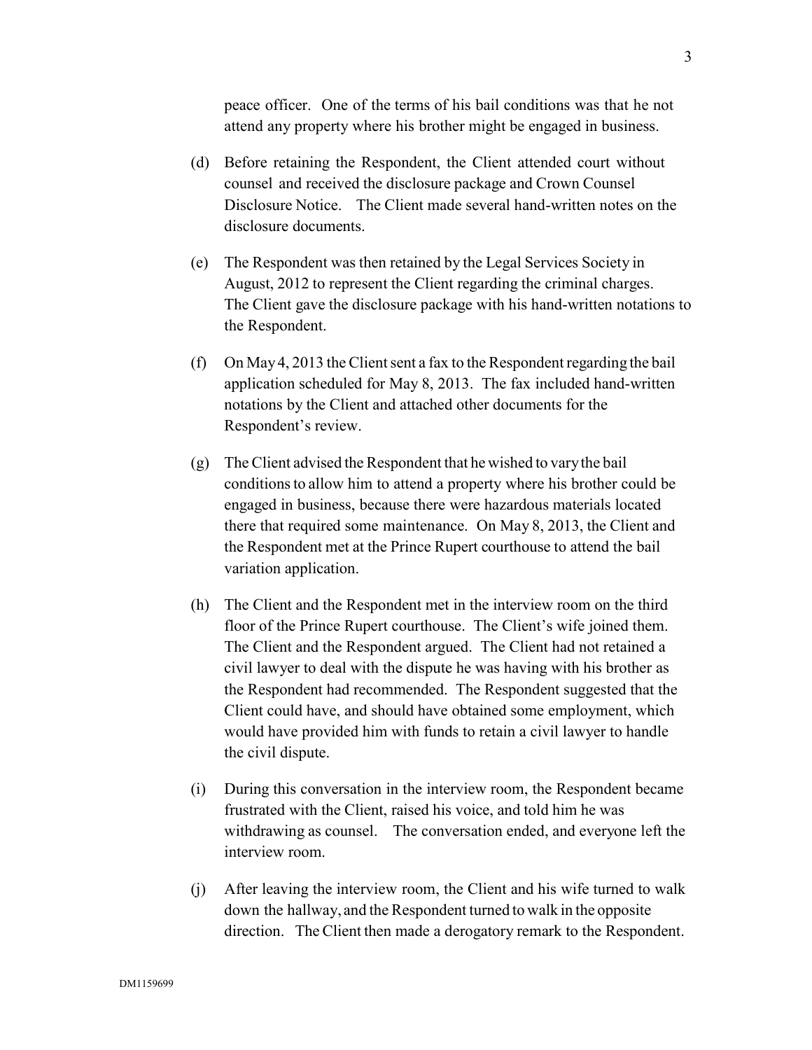peace officer. One of the terms of his bail conditions was that he not attend any property where his brother might be engaged in business.

(d) Before retaining the Respondent, the Client attended court without counsel and received the disclosure package and Crown Counsel Disclosure Notice. The Client made several hand-written notes on the disclosure documents.

(e) The Respondent was then retained by the Legal Services Society in August, 2012 to represent the Client regarding the criminal charges. The Client gave the disclosure package with his hand-written notations to the Respondent.

(f) On May 4, 2013 the Client sent a fax to the Respondent regarding the bail application scheduled for May 8, 2013. The fax included hand-written notations by the Client and attached other documents for the Respondent's review.

(g) The Client advised the Respondent that he wished to vary the bail conditions to allow him to attend a property where his brother could be engaged in business, because there were hazardous materials located there that required some maintenance. On May 8, 2013, the Client and the Respondent met at the Prince Rupert courthouse to attend the bail variation application.

(h) The Client and the Respondent met in the interview room on the third floor of the Prince Rupert courthouse. The Client's wife joined them. The Client and the Respondent argued. The Client had not retained a civil lawyer to deal with the dispute he was having with his brother as the Respondent had recommended. The Respondent suggested that the Client could have, and should have obtained some employment, which would have provided him with funds to retain a civil lawyer to handle the civil dispute.

(i) During this conversation in the interview room, the Respondent became frustrated with the Client, raised his voice, and told him he was withdrawing as counsel. The conversation ended, and everyone left the interview room.

(j) After leaving the interview room, the Client and his wife turned to walk down the hallway, and the Respondent turned to walk in the opposite direction. The Client then made a derogatory remark to the Respondent.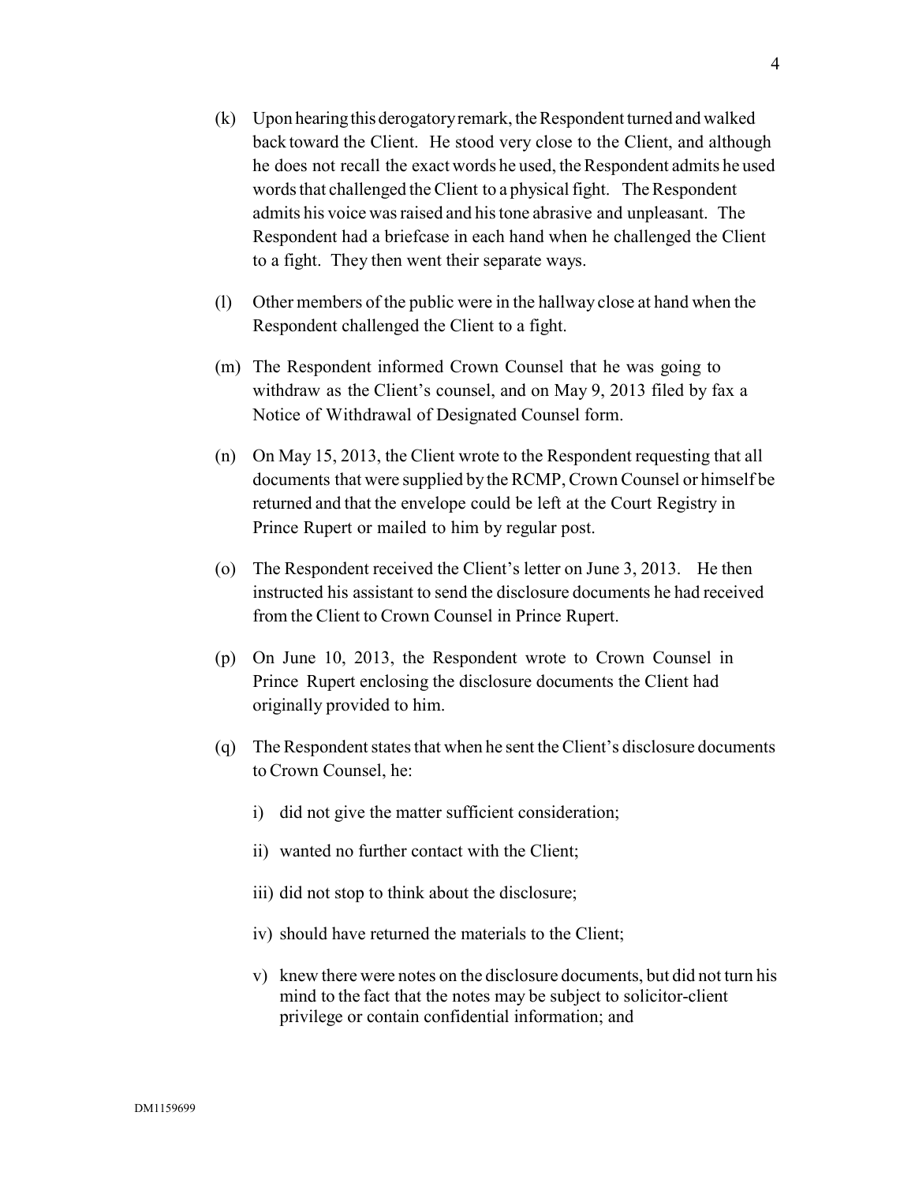(k) Upon hearing this derogatory remark, the Respondent turned and walked back toward the Client. He stood very close to the Client, and although he does not recall the exact words he used, the Respondent admits he used words that challenged the Client to a physical fight. The Respondent admits his voice was raised and his tone abrasive and unpleasant. The Respondent had a briefcase in each hand when he challenged the Client to a fight. They then went their separate ways.

(l) Other members of the public were in the hallway close at hand when the Respondent challenged the Client to a fight.

(m) The Respondent informed Crown Counsel that he was going to withdraw as the Client's counsel, and on May 9, 2013 filed by fax a Notice of Withdrawal of Designated Counsel form.

(n) On May 15, 2013, the Client wrote to the Respondent requesting that all documents that were supplied by the RCMP, Crown Counsel or himself be returned and that the envelope could be left at the Court Registry in Prince Rupert or mailed to him by regular post.

(o) The Respondent received the Client's letter on June 3, 2013. He then instructed his assistant to send the disclosure documents he had received from the Client to Crown Counsel in Prince Rupert.

(p) On June 10, 2013, the Respondent wrote to Crown Counsel in Prince Rupert enclosing the disclosure documents the Client had originally provided to him.

(q) The Respondent states that when he sent the Client's disclosure documents to Crown Counsel, he:

   i) did not give the matter sufficient consideration;

   ii) wanted no further contact with the Client;

   iii) did not stop to think about the disclosure;

   iv) should have returned the materials to the Client;

   v) knew there were notes on the disclosure documents, but did not turn his mind to the fact that the notes may be subject to solicitor-client privilege or contain confidential information; and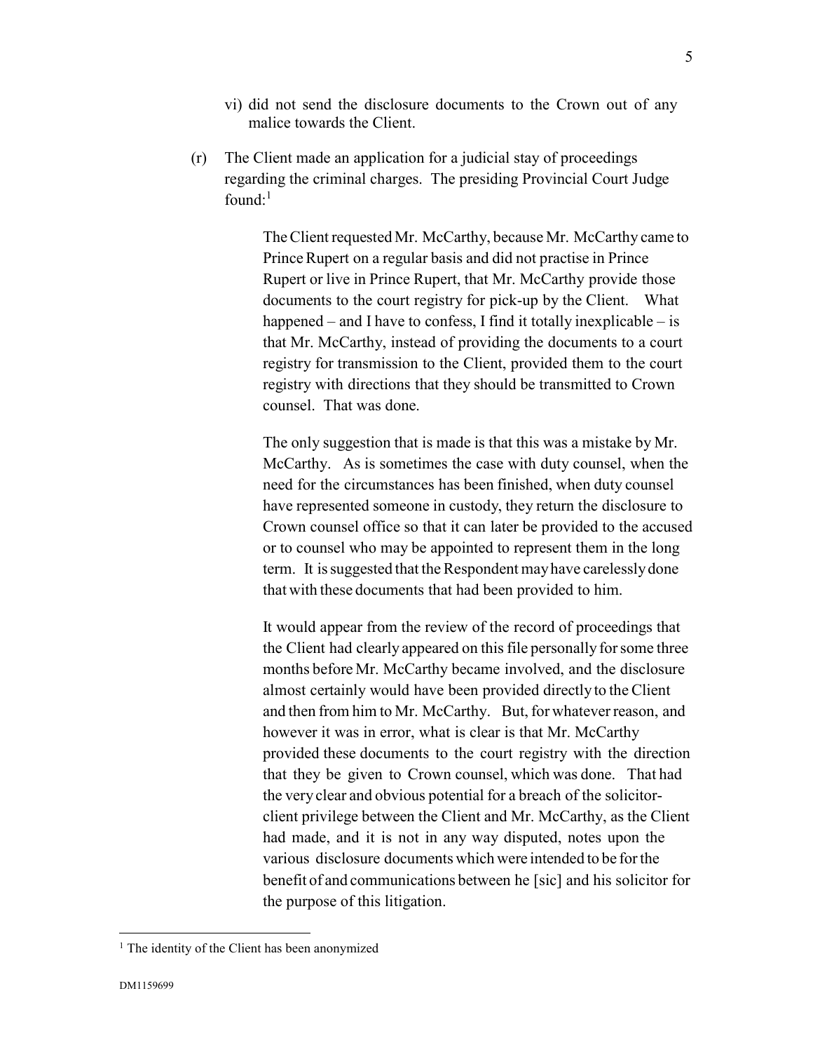vi) did not send the disclosure documents to the Crown out of any malice towards the Client.

(r) The Client made an application for a judicial stay of proceedings regarding the criminal charges. The presiding Provincial Court Judge found:[1]

> The Client requested Mr. McCarthy, because Mr. McCarthy came to Prince Rupert on a regular basis and did not practise in Prince Rupert or live in Prince Rupert, that Mr. McCarthy provide those documents to the court registry for pick-up by the Client. What happened – and I have to confess, I find it totally inexplicable – is that Mr. McCarthy, instead of providing the documents to a court registry for transmission to the Client, provided them to the court registry with directions that they should be transmitted to Crown counsel. That was done.
>
> The only suggestion that is made is that this was a mistake by Mr. McCarthy. As is sometimes the case with duty counsel, when the need for the circumstances has been finished, when duty counsel have represented someone in custody, they return the disclosure to Crown counsel office so that it can later be provided to the accused or to counsel who may be appointed to represent them in the long term. It is suggested that the Respondent may have carelessly done that with these documents that had been provided to him.
>
> It would appear from the review of the record of proceedings that the Client had clearly appeared on this file personally for some three months before Mr. McCarthy became involved, and the disclosure almost certainly would have been provided directly to the Client and then from him to Mr. McCarthy. But, for whatever reason, and however it was in error, what is clear is that Mr. McCarthy provided these documents to the court registry with the direction that they be given to Crown counsel, which was done. That had the very clear and obvious potential for a breach of the solicitor-client privilege between the Client and Mr. McCarthy, as the Client had made, and it is not in any way disputed, notes upon the various disclosure documents which were intended to be for the benefit of and communications between he [sic] and his solicitor for the purpose of this litigation.

---

[1] The identity of the Client has been anonymized

DM1159699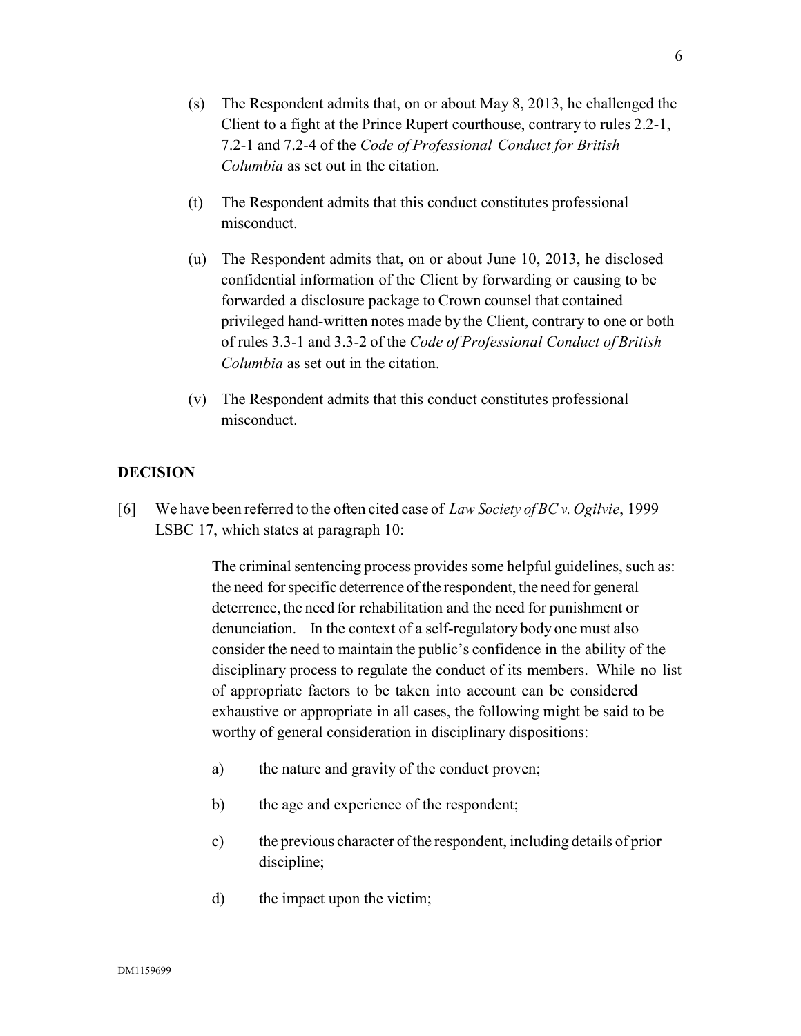(s) The Respondent admits that, on or about May 8, 2013, he challenged the Client to a fight at the Prince Rupert courthouse, contrary to rules 2.2-1, 7.2-1 and 7.2-4 of the *Code of Professional Conduct for British Columbia* as set out in the citation.

(t) The Respondent admits that this conduct constitutes professional misconduct.

(u) The Respondent admits that, on or about June 10, 2013, he disclosed confidential information of the Client by forwarding or causing to be forwarded a disclosure package to Crown counsel that contained privileged hand-written notes made by the Client, contrary to one or both of rules 3.3-1 and 3.3-2 of the *Code of Professional Conduct of British Columbia* as set out in the citation.

(v) The Respondent admits that this conduct constitutes professional misconduct.

## DECISION

[6] We have been referred to the often cited case of *Law Society of BC v. Ogilvie*, 1999 LSBC 17, which states at paragraph 10:

> The criminal sentencing process provides some helpful guidelines, such as: the need for specific deterrence of the respondent, the need for general deterrence, the need for rehabilitation and the need for punishment or denunciation. In the context of a self-regulatory body one must also consider the need to maintain the public's confidence in the ability of the disciplinary process to regulate the conduct of its members. While no list of appropriate factors to be taken into account can be considered exhaustive or appropriate in all cases, the following might be said to be worthy of general consideration in disciplinary dispositions:
>
> a) the nature and gravity of the conduct proven;
>
> b) the age and experience of the respondent;
>
> c) the previous character of the respondent, including details of prior discipline;
>
> d) the impact upon the victim;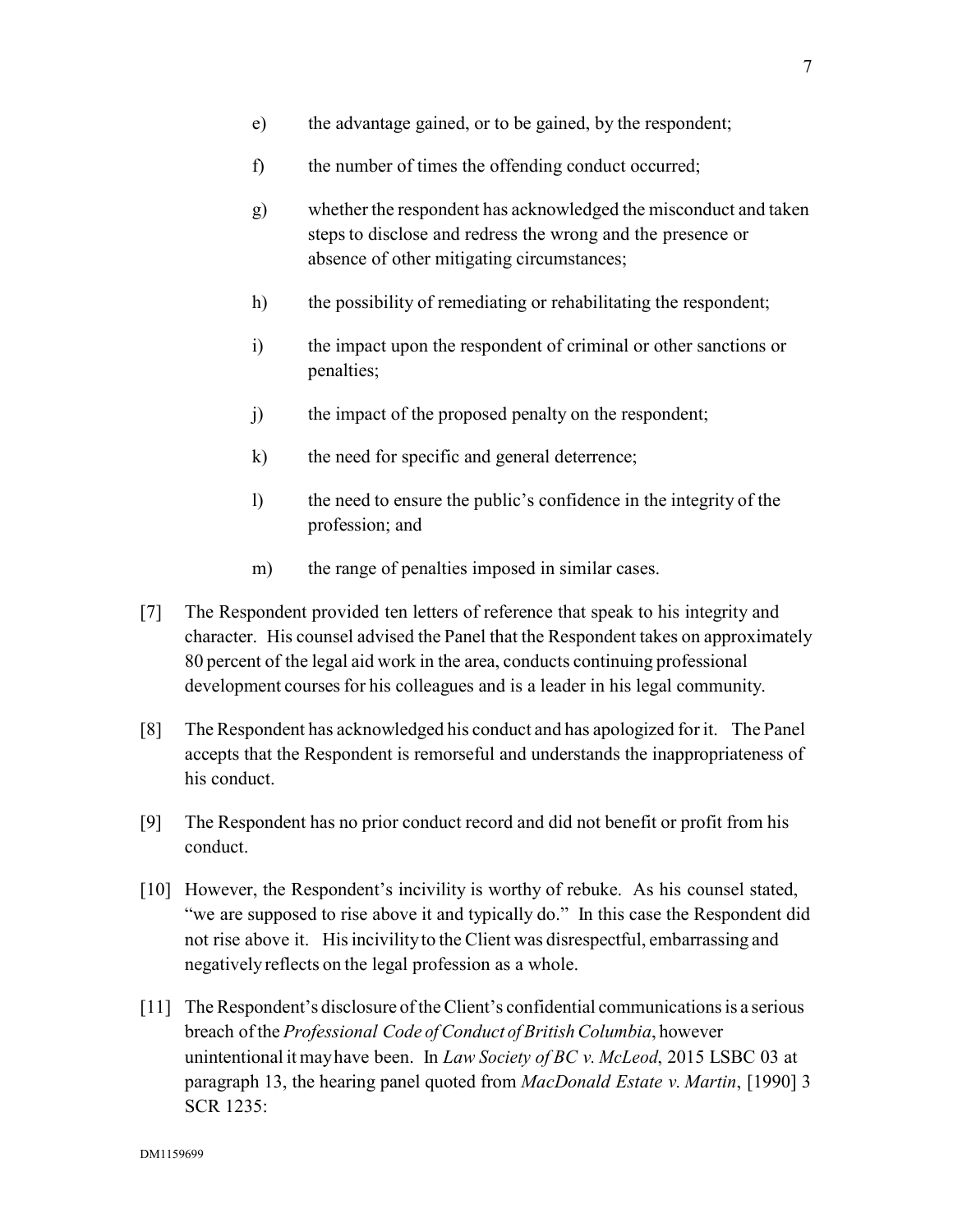e) the advantage gained, or to be gained, by the respondent;

f) the number of times the offending conduct occurred;

g) whether the respondent has acknowledged the misconduct and taken steps to disclose and redress the wrong and the presence or absence of other mitigating circumstances;

h) the possibility of remediating or rehabilitating the respondent;

i) the impact upon the respondent of criminal or other sanctions or penalties;

j) the impact of the proposed penalty on the respondent;

k) the need for specific and general deterrence;

l) the need to ensure the public's confidence in the integrity of the profession; and

m) the range of penalties imposed in similar cases.

[7] The Respondent provided ten letters of reference that speak to his integrity and character. His counsel advised the Panel that the Respondent takes on approximately 80 percent of the legal aid work in the area, conducts continuing professional development courses for his colleagues and is a leader in his legal community.

[8] The Respondent has acknowledged his conduct and has apologized for it. The Panel accepts that the Respondent is remorseful and understands the inappropriateness of his conduct.

[9] The Respondent has no prior conduct record and did not benefit or profit from his conduct.

[10] However, the Respondent's incivility is worthy of rebuke. As his counsel stated, "we are supposed to rise above it and typically do." In this case the Respondent did not rise above it. His incivility to the Client was disrespectful, embarrassing and negatively reflects on the legal profession as a whole.

[11] The Respondent's disclosure of the Client's confidential communications is a serious breach of the *Professional Code of Conduct of British Columbia*, however unintentional it may have been. In *Law Society of BC v. McLeod*, 2015 LSBC 03 at paragraph 13, the hearing panel quoted from *MacDonald Estate v. Martin*, [1990] 3 SCR 1235: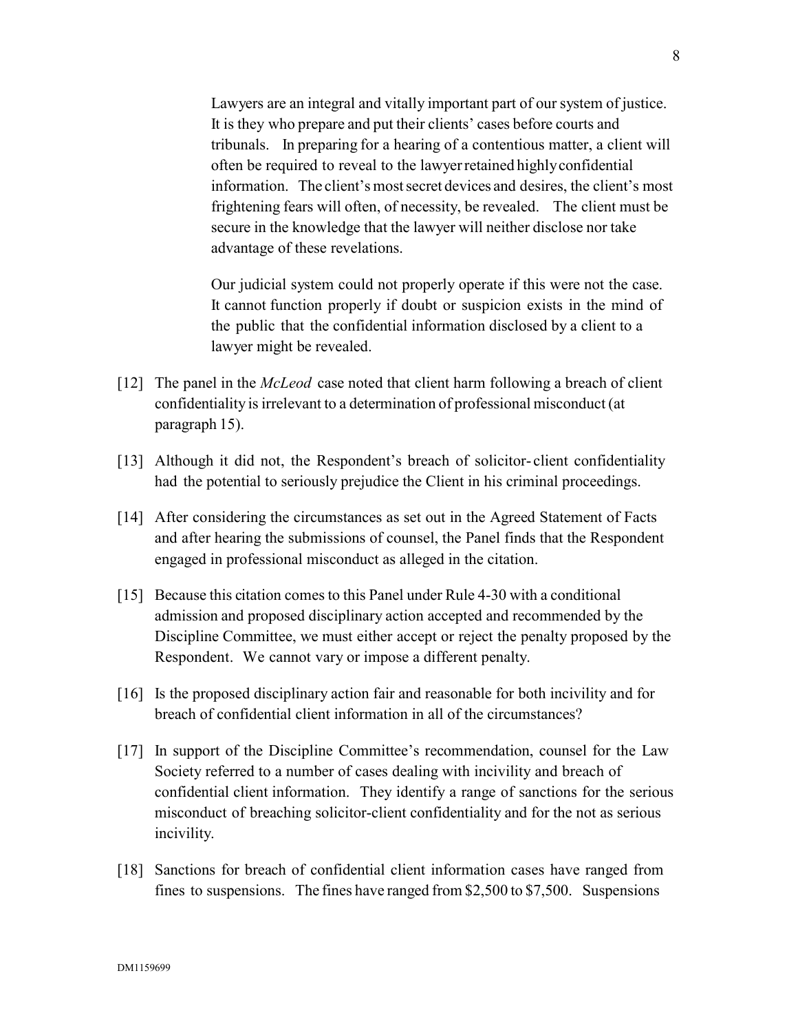> Lawyers are an integral and vitally important part of our system of justice. It is they who prepare and put their clients' cases before courts and tribunals. In preparing for a hearing of a contentious matter, a client will often be required to reveal to the lawyer retained highly confidential information. The client's most secret devices and desires, the client's most frightening fears will often, of necessity, be revealed. The client must be secure in the knowledge that the lawyer will neither disclose nor take advantage of these revelations.
>
> Our judicial system could not properly operate if this were not the case. It cannot function properly if doubt or suspicion exists in the mind of the public that the confidential information disclosed by a client to a lawyer might be revealed.

[12] The panel in the *McLeod* case noted that client harm following a breach of client confidentiality is irrelevant to a determination of professional misconduct (at paragraph 15).

[13] Although it did not, the Respondent's breach of solicitor-client confidentiality had the potential to seriously prejudice the Client in his criminal proceedings.

[14] After considering the circumstances as set out in the Agreed Statement of Facts and after hearing the submissions of counsel, the Panel finds that the Respondent engaged in professional misconduct as alleged in the citation.

[15] Because this citation comes to this Panel under Rule 4-30 with a conditional admission and proposed disciplinary action accepted and recommended by the Discipline Committee, we must either accept or reject the penalty proposed by the Respondent. We cannot vary or impose a different penalty.

[16] Is the proposed disciplinary action fair and reasonable for both incivility and for breach of confidential client information in all of the circumstances?

[17] In support of the Discipline Committee's recommendation, counsel for the Law Society referred to a number of cases dealing with incivility and breach of confidential client information. They identify a range of sanctions for the serious misconduct of breaching solicitor-client confidentiality and for the not as serious incivility.

[18] Sanctions for breach of confidential client information cases have ranged from fines to suspensions. The fines have ranged from $2,500 to $7,500. Suspensions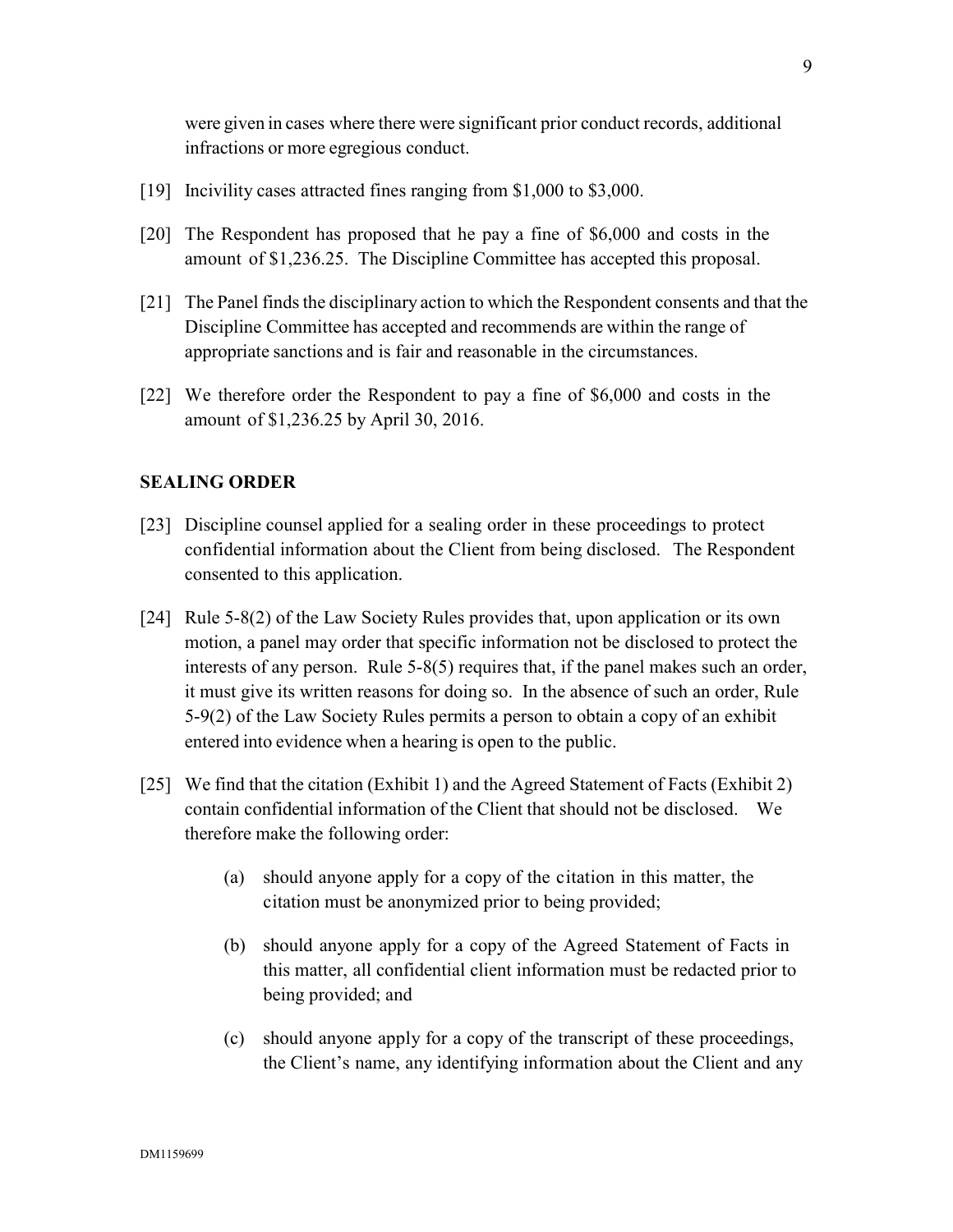were given in cases where there were significant prior conduct records, additional infractions or more egregious conduct.

[19] Incivility cases attracted fines ranging from $1,000 to $3,000.

[20] The Respondent has proposed that he pay a fine of $6,000 and costs in the amount of $1,236.25. The Discipline Committee has accepted this proposal.

[21] The Panel finds the disciplinary action to which the Respondent consents and that the Discipline Committee has accepted and recommends are within the range of appropriate sanctions and is fair and reasonable in the circumstances.

[22] We therefore order the Respondent to pay a fine of $6,000 and costs in the amount of $1,236.25 by April 30, 2016.

**SEALING ORDER**

[23] Discipline counsel applied for a sealing order in these proceedings to protect confidential information about the Client from being disclosed. The Respondent consented to this application.

[24] Rule 5-8(2) of the Law Society Rules provides that, upon application or its own motion, a panel may order that specific information not be disclosed to protect the interests of any person. Rule 5-8(5) requires that, if the panel makes such an order, it must give its written reasons for doing so. In the absence of such an order, Rule 5-9(2) of the Law Society Rules permits a person to obtain a copy of an exhibit entered into evidence when a hearing is open to the public.

[25] We find that the citation (Exhibit 1) and the Agreed Statement of Facts (Exhibit 2) contain confidential information of the Client that should not be disclosed. We therefore make the following order:

(a) should anyone apply for a copy of the citation in this matter, the citation must be anonymized prior to being provided;

(b) should anyone apply for a copy of the Agreed Statement of Facts in this matter, all confidential client information must be redacted prior to being provided; and

(c) should anyone apply for a copy of the transcript of these proceedings, the Client's name, any identifying information about the Client and any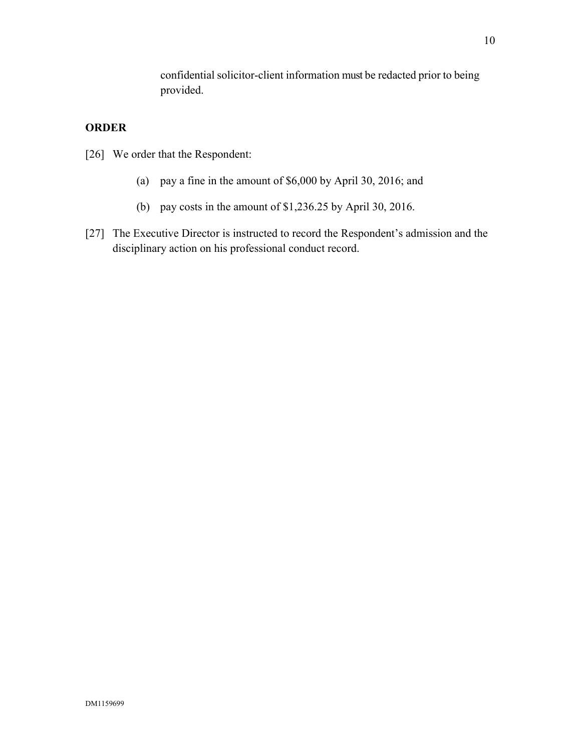confidential solicitor-client information must be redacted prior to being provided.

## ORDER

[26] We order that the Respondent:

(a) pay a fine in the amount of $6,000 by April 30, 2016; and

(b) pay costs in the amount of $1,236.25 by April 30, 2016.

[27] The Executive Director is instructed to record the Respondent's admission and the disciplinary action on his professional conduct record.

DM1159699